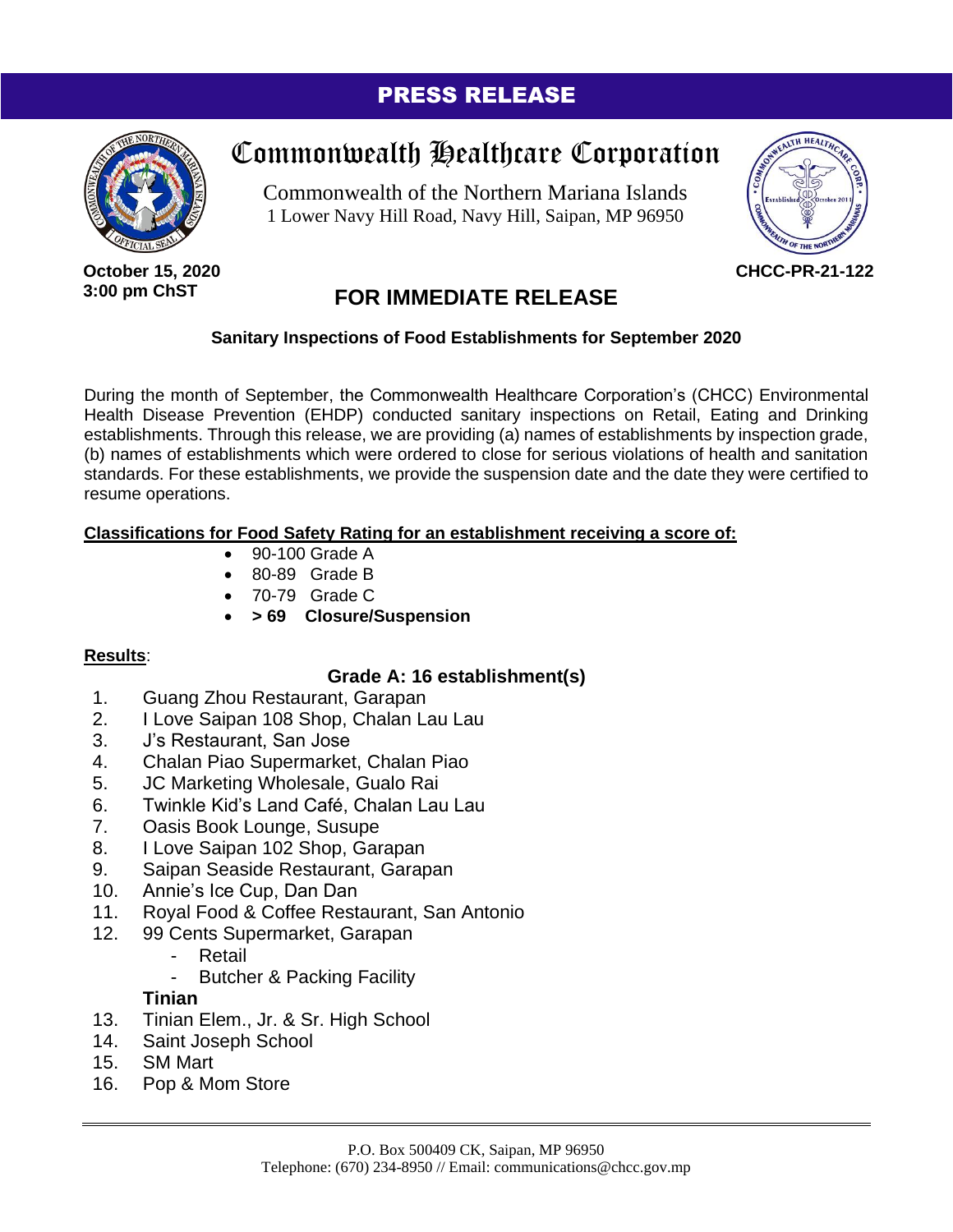# PRESS RELEASE

## Commonwealth Healthcare Corporation

Commonwealth of the Northern Mariana Islands
1 Lower Navy Hill Road, Navy Hill, Saipan, MP 96950

**October 15, 2020**
**3:00 pm ChST**

**CHCC-PR-21-122**

## FOR IMMEDIATE RELEASE

### Sanitary Inspections of Food Establishments for September 2020

During the month of September, the Commonwealth Healthcare Corporation's (CHCC) Environmental Health Disease Prevention (EHDP) conducted sanitary inspections on Retail, Eating and Drinking establishments. Through this release, we are providing (a) names of establishments by inspection grade, (b) names of establishments which were ordered to close for serious violations of health and sanitation standards. For these establishments, we provide the suspension date and the date they were certified to resume operations.

**Classifications for Food Safety Rating for an establishment receiving a score of:**

- 90-100 Grade A
- 80-89 Grade B
- 70-79 Grade C
- **> 69 Closure/Suspension**

**Results**:

**Grade A: 16 establishment(s)**

1. Guang Zhou Restaurant, Garapan
2. I Love Saipan 108 Shop, Chalan Lau Lau
3. J's Restaurant, San Jose
4. Chalan Piao Supermarket, Chalan Piao
5. JC Marketing Wholesale, Gualo Rai
6. Twinkle Kid's Land Café, Chalan Lau Lau
7. Oasis Book Lounge, Susupe
8. I Love Saipan 102 Shop, Garapan
9. Saipan Seaside Restaurant, Garapan
10. Annie's Ice Cup, Dan Dan
11. Royal Food & Coffee Restaurant, San Antonio
12. 99 Cents Supermarket, Garapan
    - Retail
    - Butcher & Packing Facility

**Tinian**

13. Tinian Elem., Jr. & Sr. High School
14. Saint Joseph School
15. SM Mart
16. Pop & Mom Store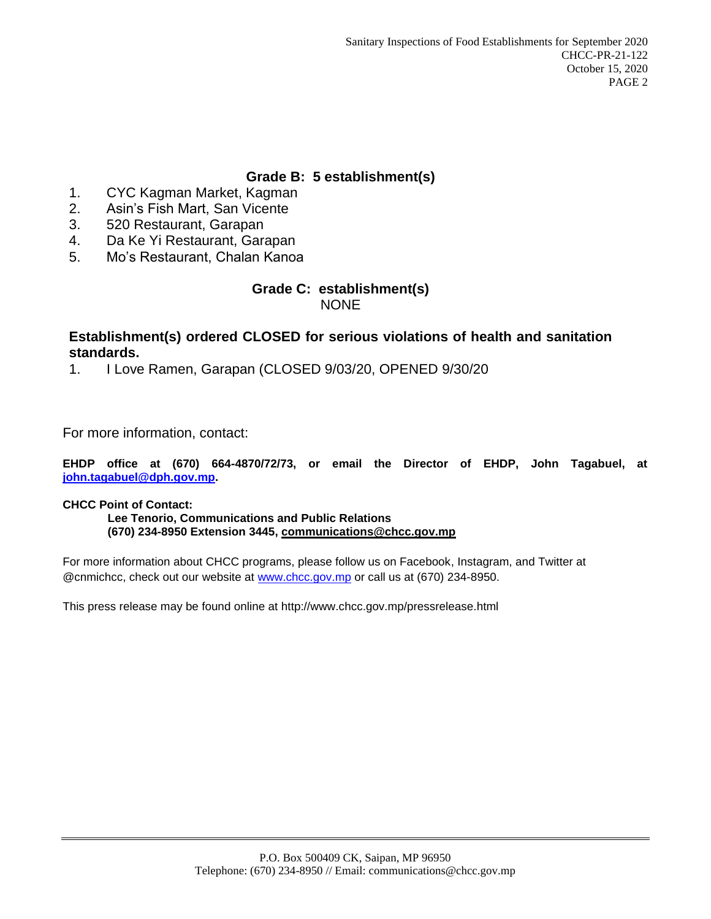## Grade B: 5 establishment(s)

1. CYC Kagman Market, Kagman
2. Asin's Fish Mart, San Vicente
3. 520 Restaurant, Garapan
4. Da Ke Yi Restaurant, Garapan
5. Mo's Restaurant, Chalan Kanoa

## Grade C: establishment(s)

NONE

## Establishment(s) ordered CLOSED for serious violations of health and sanitation standards.

1. I Love Ramen, Garapan (CLOSED 9/03/20, OPENED 9/30/20

For more information, contact:

**EHDP office at (670) 664-4870/72/73, or email the Director of EHDP, John Tagabuel, at john.tagabuel@dph.gov.mp.**

**CHCC Point of Contact:**
**Lee Tenorio, Communications and Public Relations**
**(670) 234-8950 Extension 3445, communications@chcc.gov.mp**

For more information about CHCC programs, please follow us on Facebook, Instagram, and Twitter at @cnmichcc, check out our website at www.chcc.gov.mp or call us at (670) 234-8950.

This press release may be found online at http://www.chcc.gov.mp/pressrelease.html